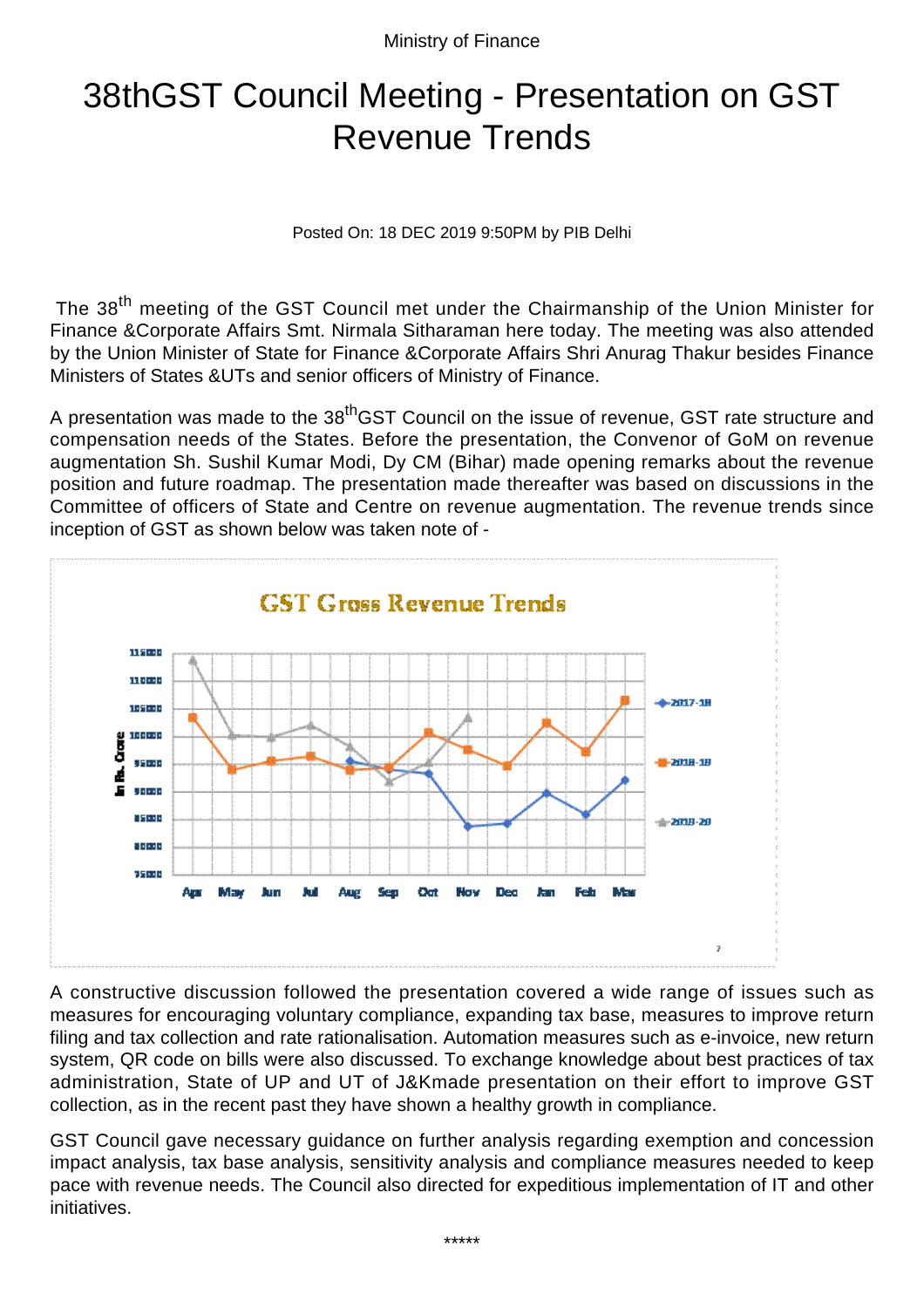Ministry of Finance

# 38thGST Council Meeting - Presentation on GST Revenue Trends

Posted On: 18 DEC 2019 9:50PM by PIB Delhi

The 38th meeting of the GST Council met under the Chairmanship of the Union Minister for Finance &Corporate Affairs Smt. Nirmala Sitharaman here today. The meeting was also attended by the Union Minister of State for Finance &Corporate Affairs Shri Anurag Thakur besides Finance Ministers of States &UTs and senior officers of Ministry of Finance.

A presentation was made to the 38thGST Council on the issue of revenue, GST rate structure and compensation needs of the States. Before the presentation, the Convenor of GoM on revenue augmentation Sh. Sushil Kumar Modi, Dy CM (Bihar) made opening remarks about the revenue position and future roadmap. The presentation made thereafter was based on discussions in the Committee of officers of State and Centre on revenue augmentation. The revenue trends since inception of GST as shown below was taken note of -

GST Gross Revenue Trends

A constructive discussion followed the presentation covered a wide range of issues such as measures for encouraging voluntary compliance, expanding tax base, measures to improve return filing and tax collection and rate rationalisation. Automation measures such as e-invoice, new return system, QR code on bills were also discussed. To exchange knowledge about best practices of tax administration, State of UP and UT of J&Kmade presentation on their effort to improve GST collection, as in the recent past they have shown a healthy growth in compliance.

GST Council gave necessary guidance on further analysis regarding exemption and concession impact analysis, tax base analysis, sensitivity analysis and compliance measures needed to keep pace with revenue needs. The Council also directed for expeditious implementation of IT and other initiatives.

*****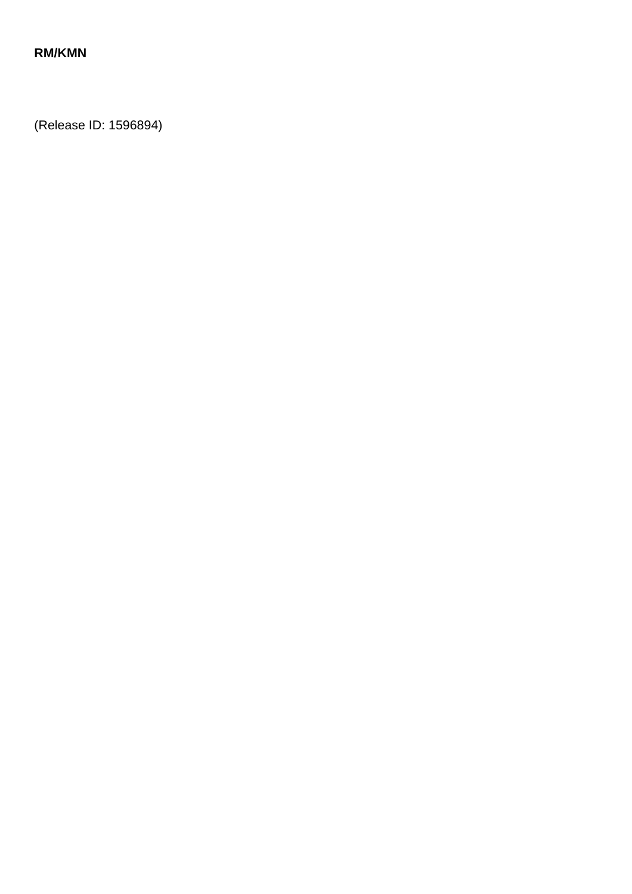**RM/KMN**

(Release ID: 1596894)